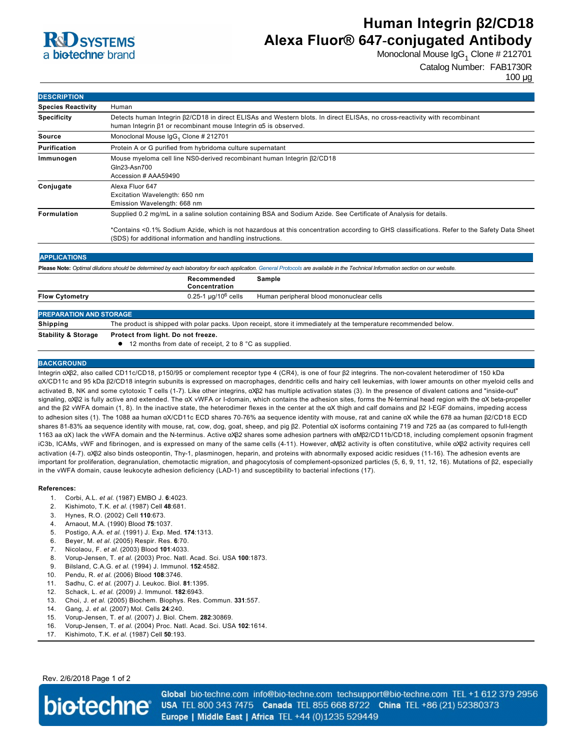# Human Integrin β2/CD18 Alexa Fluor® 647-conjugated Antibody

Monoclonal Mouse $IgG_1$ Clone # 212701

Catalog Number: FAB1730R

100 µg

## DESCRIPTION

| | |
|---|---|
| **Species Reactivity** | Human |
| **Specificity** | Detects human Integrin β2/CD18 in direct ELISAs and Western blots. In direct ELISAs, no cross-reactivity with recombinant human Integrin β1 or recombinant mouse Integrin α5 is observed. |
| **Source** | Monoclonal Mouse $IgG_1$ Clone # 212701 |
| **Purification** | Protein A or G purified from hybridoma culture supernatant |
| **Immunogen** | Mouse myeloma cell line NS0-derived recombinant human Integrin β2/CD18<br>Gln23-Asn700<br>Accession # AAA59490 |
| **Conjugate** | Alexa Fluor 647<br>Excitation Wavelength: 650 nm<br>Emission Wavelength: 668 nm |
| **Formulation** | Supplied 0.2 mg/mL in a saline solution containing BSA and Sodium Azide. See Certificate of Analysis for details.<br><br>*Contains <0.1% Sodium Azide, which is not hazardous at this concentration according to GHS classifications. Refer to the Safety Data Sheet (SDS) for additional information and handling instructions. |

## APPLICATIONS

**Please Note:** *Optimal dilutions should be determined by each laboratory for each application. General Protocols are available in the Technical Information section on our website.*

| | Recommended Concentration | Sample |
|---|---|---|
| **Flow Cytometry** | 0.25-1 µg/$10^6$ cells | Human peripheral blood mononuclear cells |

## PREPARATION AND STORAGE

| | |
|---|---|
| **Shipping** | The product is shipped with polar packs. Upon receipt, store it immediately at the temperature recommended below. |
| **Stability & Storage** | **Protect from light. Do not freeze.**<br>• 12 months from date of receipt, 2 to 8 °C as supplied. |

## BACKGROUND

Integrin αXβ2, also called CD11c/CD18, p150/95 or complement receptor type 4 (CR4), is one of four β2 integrins. The non-covalent heterodimer of 150 kDa αX/CD11c and 95 kDa β2/CD18 integrin subunits is expressed on macrophages, dendritic cells and hairy cell leukemias, with lower amounts on other myeloid cells and activated B, NK and some cytotoxic T cells (1-7). Like other integrins, αXβ2 has multiple activation states (3). In the presence of divalent cations and "inside-out" signaling, αXβ2 is fully active and extended. The αX vWFA or I-domain, which contains the adhesion sites, forms the N-terminal head region with the αX beta-propeller and the β2 vWFA domain (1, 8). In the inactive state, the heterodimer flexes in the center at the αX thigh and calf domains and β2 I-EGF domains, impeding access to adhesion sites (1). The 1088 aa human αX/CD11c ECD shares 70-76% aa sequence identity with mouse, rat and canine αX while the 678 aa human β2/CD18 ECD shares 81-83% aa sequence identity with mouse, rat, cow, dog, goat, sheep, and pig β2. Potential αX isoforms containing 719 and 725 aa (as compared to full-length 1163 aa αX) lack the vWFA domain and the N-terminus. Active αXβ2 shares some adhesion partners with αMβ2/CD11b/CD18, including complement opsonin fragment iC3b, ICAMs, vWF and fibrinogen, and is expressed on many of the same cells (4-11). However, αMβ2 activity is often constitutive, while αXβ2 activity requires cell activation (4-7). αXβ2 also binds osteopontin, Thy-1, plasminogen, heparin, and proteins with abnormally exposed acidic residues (11-16). The adhesion events are important for proliferation, degranulation, chemotactic migration, and phagocytosis of complement-opsonized particles (5, 6, 9, 11, 12, 16). Mutations of β2, especially in the vWFA domain, cause leukocyte adhesion deficiency (LAD-1) and susceptibility to bacterial infections (17).

**References:**

1. Corbi, A.L. *et al.* (1987) EMBO J. **6**:4023.
2. Kishimoto, T.K. *et al.* (1987) Cell **48**:681.
3. Hynes, R.O. (2002) Cell **110**:673.
4. Arnaout, M.A. (1990) Blood **75**:1037.
5. Postigo, A.A. *et al.* (1991) J. Exp. Med. **174**:1313.
6. Beyer, M. *et al.* (2005) Respir. Res. **6**:70.
7. Nicolaou, F. *et al.* (2003) Blood **101**:4033.
8. Vorup-Jensen, T. *et al.* (2003) Proc. Natl. Acad. Sci. USA **100**:1873.
9. Bilsland, C.A.G. *et al.* (1994) J. Immunol. **152**:4582.
10. Pendu, R. *et al.* (2006) Blood **108**:3746.
11. Sadhu, C. *et al.* (2007) J. Leukoc. Biol. **81**:1395.
12. Schack, L. *et al.* (2009) J. Immunol. **182**:6943.
13. Choi, J. *et al.* (2005) Biochem. Biophys. Res. Commun. **331**:557.
14. Gang, J. *et al.* (2007) Mol. Cells **24**:240.
15. Vorup-Jensen, T. *et al.* (2007) J. Biol. Chem. **282**:30869.
16. Vorup-Jensen, T. *et al.* (2004) Proc. Natl. Acad. Sci. USA **102**:1614.
17. Kishimoto, T.K. *et al.* (1987) Cell **50**:193.

Rev. 2/6/2018

**Global** bio-techne.com info@bio-techne.com techsupport@bio-techne.com TEL +1 612 379 2956
**USA** TEL 800 343 7475 **Canada** TEL 855 668 8722 **China** TEL +86 (21) 52380373
**Europe | Middle East | Africa** TEL +44 (0)1235 529449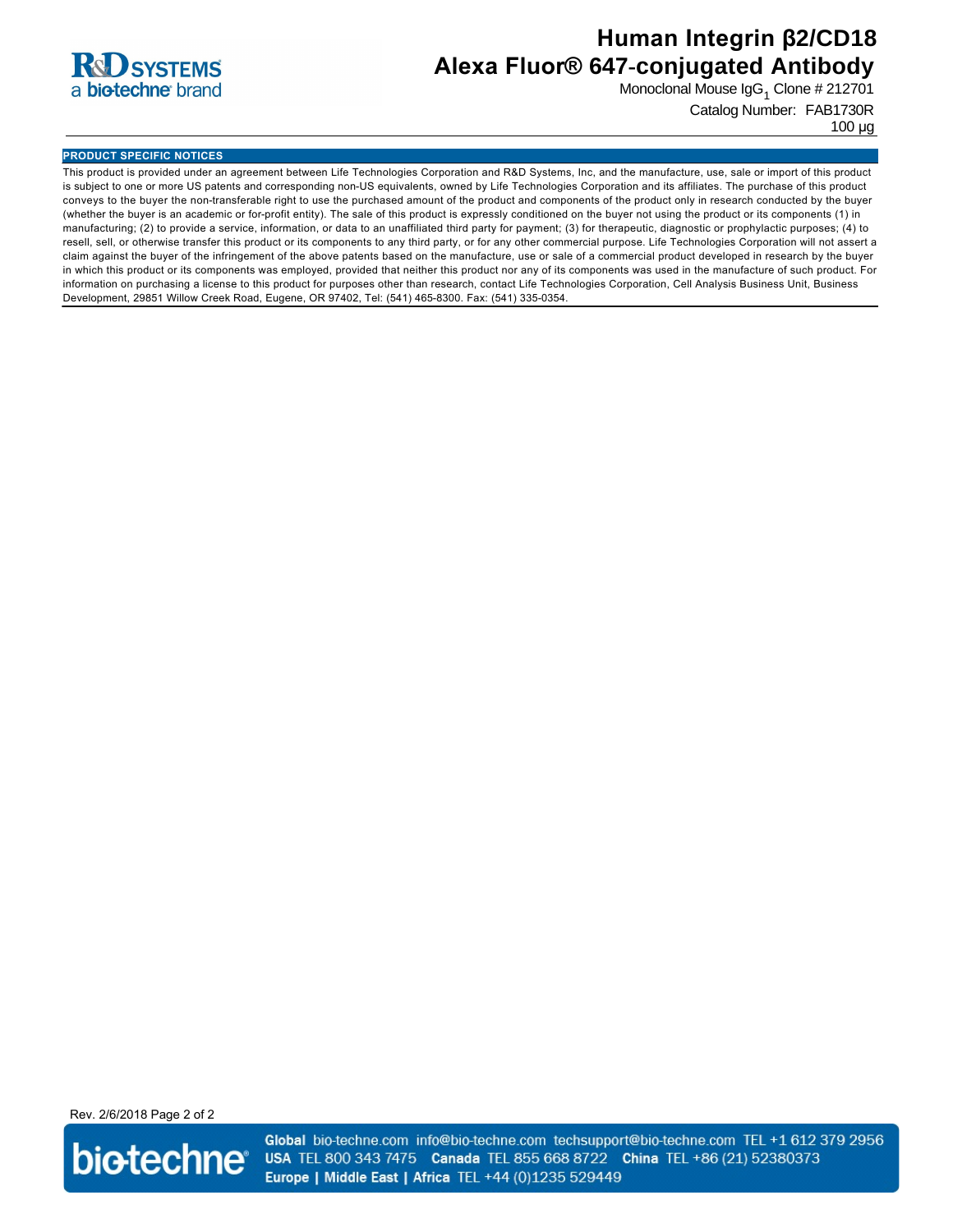# Human Integrin β2/CD18 Alexa Fluor® 647-conjugated Antibody

Monoclonal Mouse $IgG_1$ Clone # 212701

Catalog Number: FAB1730R

100 µg

## PRODUCT SPECIFIC NOTICES

This product is provided under an agreement between Life Technologies Corporation and R&D Systems, Inc, and the manufacture, use, sale or import of this product is subject to one or more US patents and corresponding non-US equivalents, owned by Life Technologies Corporation and its affiliates. The purchase of this product conveys to the buyer the non-transferable right to use the purchased amount of the product and components of the product only in research conducted by the buyer (whether the buyer is an academic or for-profit entity). The sale of this product is expressly conditioned on the buyer not using the product or its components (1) in manufacturing; (2) to provide a service, information, or data to an unaffiliated third party for payment; (3) for therapeutic, diagnostic or prophylactic purposes; (4) to resell, sell, or otherwise transfer this product or its components to any third party, or for any other commercial purpose. Life Technologies Corporation will not assert a claim against the buyer of the infringement of the above patents based on the manufacture, use or sale of a commercial product developed in research by the buyer in which this product or its components was employed, provided that neither this product nor any of its components was used in the manufacture of such product. For information on purchasing a license to this product for purposes other than research, contact Life Technologies Corporation, Cell Analysis Business Unit, Business Development, 29851 Willow Creek Road, Eugene, OR 97402, Tel: (541) 465-8300. Fax: (541) 335-0354.

Rev. 2/6/2018

**Global** bio-techne.com info@bio-techne.com techsupport@bio-techne.com TEL +1 612 379 2956
**USA** TEL 800 343 7475 **Canada** TEL 855 668 8722 **China** TEL +86 (21) 52380373
**Europe | Middle East | Africa** TEL +44 (0)1235 529449